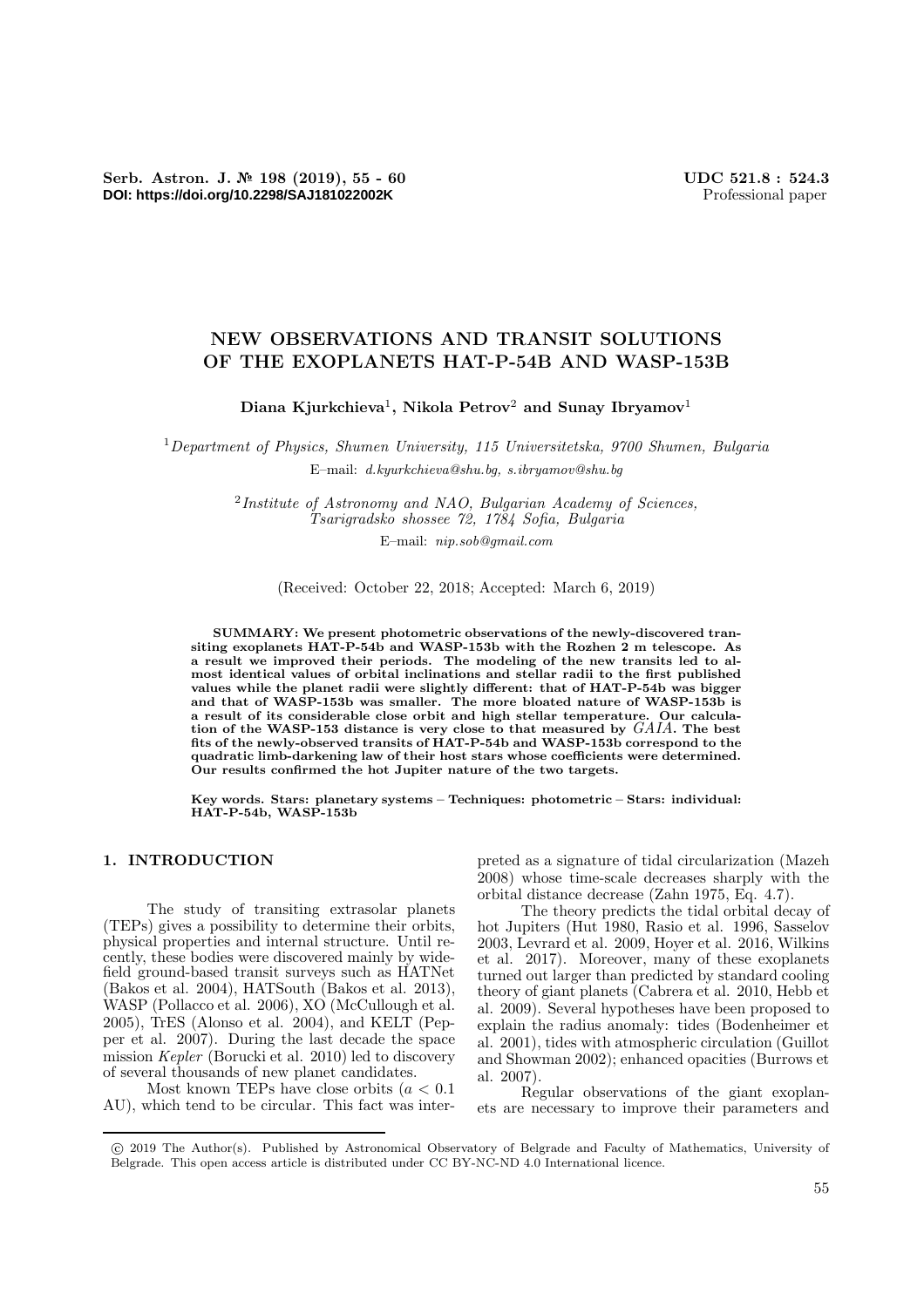# NEW OBSERVATIONS AND TRANSIT SOLUTIONS OF THE EXOPLANETS HAT-P-54B AND WASP-153B

**Diana Kjurkchieva**[1], **Nikola Petrov**[2] **and Sunay Ibryamov**[1]

[1]*Department of Physics, Shumen University, 115 Universitetska, 9700 Shumen, Bulgaria*
E–mail: *d.kyurkchieva@shu.bg, s.ibryamov@shu.bg*

[2]*Institute of Astronomy and NAO, Bulgarian Academy of Sciences, Tsarigradsko shossee 72, 1784 Sofia, Bulgaria*
E–mail: *nip.sob@gmail.com*

(Received: October 22, 2018; Accepted: March 6, 2019)

**SUMMARY: We present photometric observations of the newly-discovered transiting exoplanets HAT-P-54b and WASP-153b with the Rozhen 2 m telescope. As a result we improved their periods. The modeling of the new transits led to almost identical values of orbital inclinations and stellar radii to the first published values while the planet radii were slightly different: that of HAT-P-54b was bigger and that of WASP-153b was smaller. The more bloated nature of WASP-153b is a result of its considerable close orbit and high stellar temperature. Our calculation of the WASP-153 distance is very close to that measured by *GAIA*. The best fits of the newly-observed transits of HAT-P-54b and WASP-153b correspond to the quadratic limb-darkening law of their host stars whose coefficients were determined. Our results confirmed the hot Jupiter nature of the two targets.**

**Key words. Stars: planetary systems – Techniques: photometric – Stars: individual: HAT-P-54b, WASP-153b**

## 1. INTRODUCTION

The study of transiting extrasolar planets (TEPs) gives a possibility to determine their orbits, physical properties and internal structure. Until recently, these bodies were discovered mainly by wide-field ground-based transit surveys such as HATNet (Bakos et al. 2004), HATSouth (Bakos et al. 2013), WASP (Pollacco et al. 2006), XO (McCullough et al. 2005), TrES (Alonso et al. 2004), and KELT (Pepper et al. 2007). During the last decade the space mission *Kepler* (Borucki et al. 2010) led to discovery of several thousands of new planet candidates.

Most known TEPs have close orbits ($a < 0.1$ AU), which tend to be circular. This fact was interpreted as a signature of tidal circularization (Mazeh 2008) whose time-scale decreases sharply with the orbital distance decrease (Zahn 1975, Eq. 4.7).

The theory predicts the tidal orbital decay of hot Jupiters (Hut 1980, Rasio et al. 1996, Sasselov 2003, Levrard et al. 2009, Hoyer et al. 2016, Wilkins et al. 2017). Moreover, many of these exoplanets turned out larger than predicted by standard cooling theory of giant planets (Cabrera et al. 2010, Hebb et al. 2009). Several hypotheses have been proposed to explain the radius anomaly: tides (Bodenheimer et al. 2001), tides with atmospheric circulation (Guillot and Showman 2002); enhanced opacities (Burrows et al. 2007).

Regular observations of the giant exoplanets are necessary to improve their parameters and

© 2019 The Author(s). Published by Astronomical Observatory of Belgrade and Faculty of Mathematics, University of Belgrade. This open access article is distributed under CC BY-NC-ND 4.0 International licence.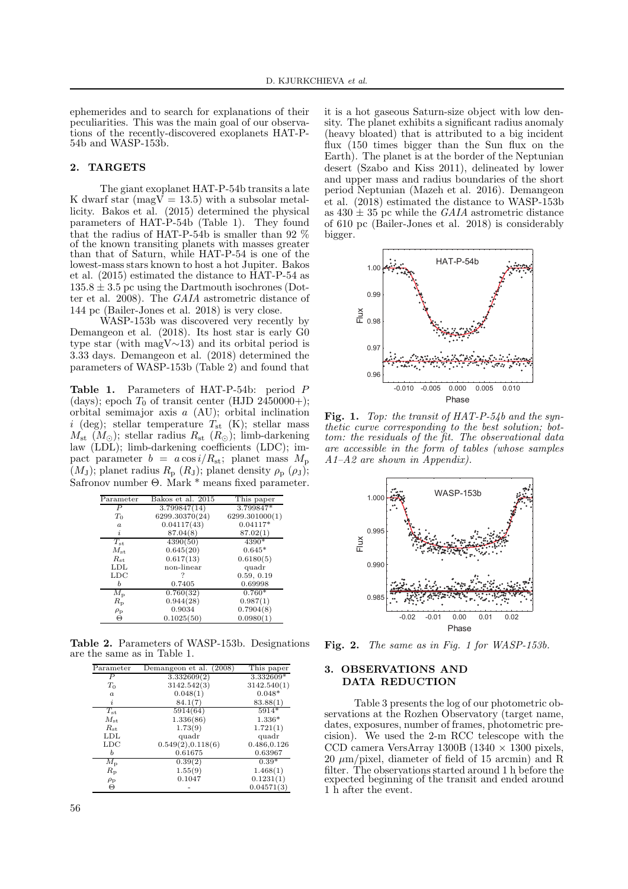ephemerides and to search for explanations of their peculiarities. This was the main goal of our observations of the recently-discovered exoplanets HAT-P-54b and WASP-153b.

## 2. TARGETS

The giant exoplanet HAT-P-54b transits a late K dwarf star (magV = 13.5) with a subsolar metallicity. Bakos et al. (2015) determined the physical parameters of HAT-P-54b (Table 1). They found that the radius of HAT-P-54b is smaller than 92 % of the known transiting planets with masses greater than that of Saturn, while HAT-P-54 is one of the lowest-mass stars known to host a hot Jupiter. Bakos et al. (2015) estimated the distance to HAT-P-54 as $135.8 \pm 3.5$ pc using the Dartmouth isochrones (Dotter et al. 2008). The *GAIA* astrometric distance of 144 pc (Bailer-Jones et al. 2018) is very close.

WASP-153b was discovered very recently by Demangeon et al. (2018). Its host star is early G0 type star (with magV∼13) and its orbital period is 3.33 days. Demangeon et al. (2018) determined the parameters of WASP-153b (Table 2) and found that it is a hot gaseous Saturn-size object with low density. The planet exhibits a significant radius anomaly (heavy bloated) that is attributed to a big incident flux (150 times bigger than the Sun flux on the Earth). The planet is at the border of the Neptunian desert (Szabo and Kiss 2011), delineated by lower and upper mass and radius boundaries of the short period Neptunian (Mazeh et al. 2016). Demangeon et al. (2018) estimated the distance to WASP-153b as $430 \pm 35$ pc while the *GAIA* astrometric distance of 610 pc (Bailer-Jones et al. 2018) is considerably bigger.

**Table 1.** Parameters of HAT-P-54b: period $P$ (days); epoch $T_0$ of transit center (HJD 2450000+); orbital semimajor axis $a$ (AU); orbital inclination $i$ (deg); stellar temperature $T_{\rm st}$ (K); stellar mass $M_{\rm st}$ ($M_\odot$); stellar radius $R_{\rm st}$ ($R_\odot$); limb-darkening law (LDL); limb-darkening coefficients (LDC); impact parameter $b = a\cos i/R_{\rm st}$; planet mass $M_{\rm p}$ ($M_{\rm J}$); planet radius $R_{\rm p}$ ($R_{\rm J}$); planet density $\rho_{\rm p}$ ($\rho_{\rm J}$); Safronov number $\Theta$. Mark * means fixed parameter.

| Parameter | Bakos et al. 2015 | This paper |
|---|---|---|
| $P$ | 3.799847(14) | 3.799847* |
| $T_0$ | 6299.30370(24) | 6299.301000(1) |
| $a$ | 0.04117(43) | 0.04117* |
| $i$ | 87.04(8) | 87.02(1) |
| $T_{\rm st}$ | 4390(50) | 4390* |
| $M_{\rm st}$ | 0.645(20) | 0.645* |
| $R_{\rm st}$ | 0.617(13) | 0.6180(5) |
| LDL | non-linear | quadr |
| LDC | ? | 0.59, 0.19 |
| $b$ | 0.7405 | 0.69998 |
| $M_{\rm p}$ | 0.760(32) | 0.760* |
| $R_{\rm p}$ | 0.944(28) | 0.987(1) |
| $\rho_{\rm p}$ | 0.9034 | 0.7904(8) |
| $\Theta$ | 0.1025(50) | 0.0980(1) |

**Table 2.** Parameters of WASP-153b. Designations are the same as in Table 1.

| Parameter | Demangeon et al. (2008) | This paper |
|---|---|---|
| $P$ | 3.332609(2) | 3.332609* |
| $T_0$ | 3142.542(3) | 3142.540(1) |
| $a$ | 0.048(1) | 0.048* |
| $i$ | 84.1(7) | 83.88(1) |
| $T_{\rm st}$ | 5914(64) | 5914* |
| $M_{\rm st}$ | 1.336(86) | 1.336* |
| $R_{\rm st}$ | 1.73(9) | 1.721(1) |
| LDL | quadr | quadr |
| LDC | 0.549(2),0.118(6) | 0.486,0.126 |
| $b$ | 0.61675 | 0.63967 |
| $M_{\rm p}$ | 0.39(2) | 0.39* |
| $R_{\rm p}$ | 1.55(9) | 1.468(1) |
| $\rho_{\rm p}$ | 0.1047 | 0.1231(1) |
| $\Theta$ | - | 0.04571(3) |

**Fig. 1.** *Top: the transit of HAT-P-54b and the synthetic curve corresponding to the best solution; bottom: the residuals of the fit. The observational data are accessible in the form of tables (whose samples A1–A2 are shown in Appendix).*

**Fig. 2.** *The same as in Fig. 1 for WASP-153b.*

## 3. OBSERVATIONS AND DATA REDUCTION

Table 3 presents the log of our photometric observations at the Rozhen Observatory (target name, dates, exposures, number of frames, photometric precision). We used the 2-m RCC telescope with the CCD camera VersArray 1300B (1340 × 1300 pixels, 20 $\mu$m/pixel, diameter of field of 15 arcmin) and R filter. The observations started around 1 h before the expected beginning of the transit and ended around 1 h after the event.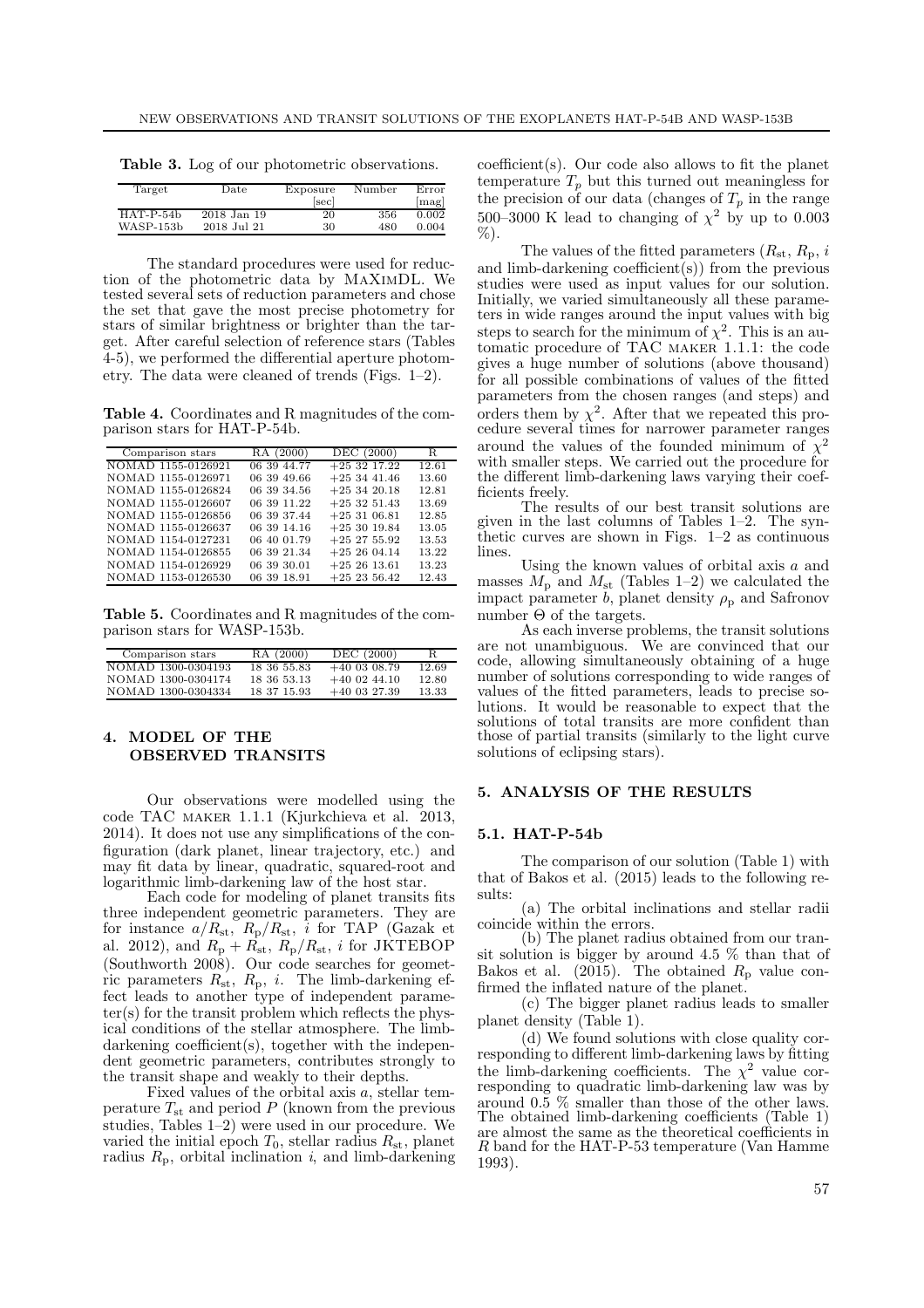**Table 3.** Log of our photometric observations.

| Target | Date | Exposure [sec] | Number | Error [mag] |
|---|---|---|---|---|
| HAT-P-54b | 2018 Jan 19 | 20 | 356 | 0.002 |
| WASP-153b | 2018 Jul 21 | 30 | 480 | 0.004 |

The standard procedures were used for reduction of the photometric data by MaxImDL. We tested several sets of reduction parameters and chose the set that gave the most precise photometry for stars of similar brightness or brighter than the target. After careful selection of reference stars (Tables 4-5), we performed the differential aperture photometry. The data were cleaned of trends (Figs. 1–2).

**Table 4.** Coordinates and R magnitudes of the comparison stars for HAT-P-54b.

| Comparison stars | RA (2000) | DEC (2000) | R |
|---|---|---|---|
| NOMAD 1155-0126921 | 06 39 44.77 | +25 32 17.22 | 12.61 |
| NOMAD 1155-0126971 | 06 39 49.66 | +25 34 41.46 | 13.60 |
| NOMAD 1155-0126824 | 06 39 34.56 | +25 34 20.18 | 12.81 |
| NOMAD 1155-0126607 | 06 39 11.22 | +25 32 51.43 | 13.69 |
| NOMAD 1155-0126856 | 06 39 37.44 | +25 31 06.81 | 12.85 |
| NOMAD 1155-0126637 | 06 39 14.16 | +25 30 19.84 | 13.05 |
| NOMAD 1154-0127231 | 06 40 01.79 | +25 27 55.92 | 13.53 |
| NOMAD 1154-0126855 | 06 39 21.34 | +25 26 04.14 | 13.22 |
| NOMAD 1154-0126929 | 06 39 30.01 | +25 26 13.61 | 13.23 |
| NOMAD 1153-0126530 | 06 39 18.91 | +25 23 56.42 | 12.43 |

**Table 5.** Coordinates and R magnitudes of the comparison stars for WASP-153b.

| Comparison stars | RA (2000) | DEC (2000) | R |
|---|---|---|---|
| NOMAD 1300-0304193 | 18 36 55.83 | +40 03 08.79 | 12.69 |
| NOMAD 1300-0304174 | 18 36 53.13 | +40 02 44.10 | 12.80 |
| NOMAD 1300-0304334 | 18 37 15.93 | +40 03 27.39 | 13.33 |

## 4. MODEL OF THE OBSERVED TRANSITS

Our observations were modelled using the code TAC maker 1.1.1 (Kjurkchieva et al. 2013, 2014). It does not use any simplifications of the configuration (dark planet, linear trajectory, etc.) and may fit data by linear, quadratic, squared-root and logarithmic limb-darkening law of the host star.

Each code for modeling of planet transits fits three independent geometric parameters. They are for instance $a/R_{\rm st}$, $R_{\rm p}/R_{\rm st}$, $i$ for TAP (Gazak et al. 2012), and $R_{\rm p}+R_{\rm st}$, $R_{\rm p}/R_{\rm st}$, $i$ for JKTEBOP (Southworth 2008). Our code searches for geometric parameters $R_{\rm st}$, $R_{\rm p}$, $i$. The limb-darkening effect leads to another type of independent parameter(s) for the transit problem which reflects the physical conditions of the stellar atmosphere. The limb-darkening coefficient(s), together with the independent geometric parameters, contributes strongly to the transit shape and weakly to their depths.

Fixed values of the orbital axis $a$, stellar temperature $T_{\rm st}$ and period $P$ (known from the previous studies, Tables 1–2) were used in our procedure. We varied the initial epoch $T_0$, stellar radius $R_{\rm st}$, planet radius $R_{\rm p}$, orbital inclination $i$, and limb-darkening coefficient(s). Our code also allows to fit the planet temperature $T_p$ but this turned out meaningless for the precision of our data (changes of $T_p$ in the range 500–3000 K lead to changing of $\chi^2$ by up to 0.003 %).

The values of the fitted parameters ($R_{\rm st}$, $R_{\rm p}$, $i$ and limb-darkening coefficient(s)) from the previous studies were used as input values for our solution. Initially, we varied simultaneously all these parameters in wide ranges around the input values with big steps to search for the minimum of $\chi^2$. This is an automatic procedure of TAC maker 1.1.1: the code gives a huge number of solutions (above thousand) for all possible combinations of values of the fitted parameters from the chosen ranges (and steps) and orders them by $\chi^2$. After that we repeated this procedure several times for narrower parameter ranges around the values of the founded minimum of $\chi^2$ with smaller steps. We carried out the procedure for the different limb-darkening laws varying their coefficients freely.

The results of our best transit solutions are given in the last columns of Tables 1–2. The synthetic curves are shown in Figs. 1–2 as continuous lines.

Using the known values of orbital axis $a$ and masses $M_{\rm p}$ and $M_{\rm st}$ (Tables 1–2) we calculated the impact parameter $b$, planet density $\rho_{\rm p}$ and Safronov number $\Theta$ of the targets.

As each inverse problems, the transit solutions are not unambiguous. We are convinced that our code, allowing simultaneously obtaining of a huge number of solutions corresponding to wide ranges of values of the fitted parameters, leads to precise solutions. It would be reasonable to expect that the solutions of total transits are more confident than those of partial transits (similarly to the light curve solutions of eclipsing stars).

## 5. ANALYSIS OF THE RESULTS

### 5.1. HAT-P-54b

The comparison of our solution (Table 1) with that of Bakos et al. (2015) leads to the following results:

(a) The orbital inclinations and stellar radii coincide within the errors.

(b) The planet radius obtained from our transit solution is bigger by around 4.5 % than that of Bakos et al. (2015). The obtained $R_{\rm p}$ value confirmed the inflated nature of the planet.

(c) The bigger planet radius leads to smaller planet density (Table 1).

(d) We found solutions with close quality corresponding to different limb-darkening laws by fitting the limb-darkening coefficients. The $\chi^2$ value corresponding to quadratic limb-darkening law was by around 0.5 % smaller than those of the other laws. The obtained limb-darkening coefficients (Table 1) are almost the same as the theoretical coefficients in $R$ band for the HAT-P-53 temperature (Van Hamme 1993).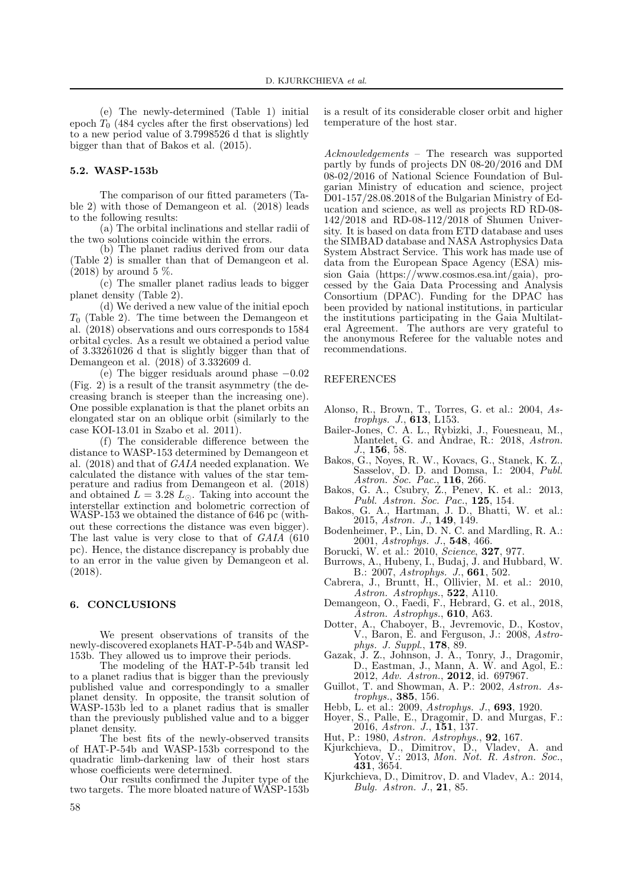(e) The newly-determined (Table 1) initial epoch $T_0$ (484 cycles after the first observations) led to a new period value of 3.7998526 d that is slightly bigger than that of Bakos et al. (2015).

### 5.2. WASP-153b

The comparison of our fitted parameters (Table 2) with those of Demangeon et al. (2018) leads to the following results:

(a) The orbital inclinations and stellar radii of the two solutions coincide within the errors.

(b) The planet radius derived from our data (Table 2) is smaller than that of Demangeon et al. (2018) by around 5 %.

(c) The smaller planet radius leads to bigger planet density (Table 2).

(d) We derived a new value of the initial epoch $T_0$ (Table 2). The time between the Demangeon et al. (2018) observations and ours corresponds to 1584 orbital cycles. As a result we obtained a period value of 3.33261026 d that is slightly bigger than that of Demangeon et al. (2018) of 3.332609 d.

(e) The bigger residuals around phase $-0.02$ (Fig. 2) is a result of the transit asymmetry (the decreasing branch is steeper than the increasing one). One possible explanation is that the planet orbits an elongated star on an oblique orbit (similarly to the case KOI-13.01 in Szabo et al. 2011).

(f) The considerable difference between the distance to WASP-153 determined by Demangeon et al. (2018) and that of *GAIA* needed explanation. We calculated the distance with values of the star temperature and radius from Demangeon et al. (2018) and obtained $L = 3.28\ L_{\odot}$. Taking into account the interstellar extinction and bolometric correction of WASP-153 we obtained the distance of 646 pc (without these corrections the distance was even bigger). The last value is very close to that of *GAIA* (610 pc). Hence, the distance discrepancy is probably due to an error in the value given by Demangeon et al. (2018).

## 6. CONCLUSIONS

We present observations of transits of the newly-discovered exoplanets HAT-P-54b and WASP-153b. They allowed us to improve their periods.

The modeling of the HAT-P-54b transit led to a planet radius that is bigger than the previously published value and correspondingly to a smaller planet density. In opposite, the transit solution of WASP-153b led to a planet radius that is smaller than the previously published value and to a bigger planet density.

The best fits of the newly-observed transits of HAT-P-54b and WASP-153b correspond to the quadratic limb-darkening law of their host stars whose coefficients were determined.

Our results confirmed the Jupiter type of the two targets. The more bloated nature of WASP-153b is a result of its considerable closer orbit and higher temperature of the host star.

*Acknowledgements* – The research was supported partly by funds of projects DN 08-20/2016 and DM 08-02/2016 of National Science Foundation of Bulgarian Ministry of education and science, project D01-157/28.08.2018 of the Bulgarian Ministry of Education and science, as well as projects RD RD-08-142/2018 and RD-08-112/2018 of Shumen University. It is based on data from ETD database and uses the SIMBAD database and NASA Astrophysics Data System Abstract Service. This work has made use of data from the European Space Agency (ESA) mission Gaia (https://www.cosmos.esa.int/gaia), processed by the Gaia Data Processing and Analysis Consortium (DPAC). Funding for the DPAC has been provided by national institutions, in particular the institutions participating in the Gaia Multilateral Agreement. The authors are very grateful to the anonymous Referee for the valuable notes and recommendations.

## REFERENCES

Alonso, R., Brown, T., Torres, G. et al.: 2004, *Astrophys. J.*, **613**, L153.

Bailer-Jones, C. A. L., Rybizki, J., Fouesneau, M., Mantelet, G. and Andrae, R.: 2018, *Astron. J.*, **156**, 58.

Bakos, G., Noyes, R. W., Kovacs, G., Stanek, K. Z., Sasselov, D. D. and Domsa, I.: 2004, *Publ. Astron. Soc. Pac.*, **116**, 266.

Bakos, G. A., Csubry, Z., Penev, K. et al.: 2013, *Publ. Astron. Soc. Pac.*, **125**, 154.

Bakos, G. A., Hartman, J. D., Bhatti, W. et al.: 2015, *Astron. J.*, **149**, 149.

Bodenheimer, P., Lin, D. N. C. and Mardling, R. A.: 2001, *Astrophys. J.*, **548**, 466.

Borucki, W. et al.: 2010, *Science*, **327**, 977.

Burrows, A., Hubeny, I., Budaj, J. and Hubbard, W. B.: 2007, *Astrophys. J.*, **661**, 502.

Cabrera, J., Bruntt, H., Ollivier, M. et al.: 2010, *Astron. Astrophys.*, **522**, A110.

Demangeon, O., Faedi, F., Hebrard, G. et al., 2018, *Astron. Astrophys.*, **610**, A63.

Dotter, A., Chaboyer, B., Jevremovic, D., Kostov, V., Baron, E. and Ferguson, J.: 2008, *Astrophys. J. Suppl.*, **178**, 89.

Gazak, J. Z., Johnson, J. A., Tonry, J., Dragomir, D., Eastman, J., Mann, A. W. and Agol, E.: 2012, *Adv. Astron.*, **2012**, id. 697967.

Guillot, T. and Showman, A. P.: 2002, *Astron. Astrophys.*, **385**, 156.

Hebb, L. et al.: 2009, *Astrophys. J.*, **693**, 1920.

Hoyer, S., Palle, E., Dragomir, D. and Murgas, F.: 2016, *Astron. J.*, **151**, 137.

Hut, P.: 1980, *Astron. Astrophys.*, **92**, 167.

Kjurkchieva, D., Dimitrov, D., Vladev, A. and Yotov, V.: 2013, *Mon. Not. R. Astron. Soc.*, **431**, 3654.

Kjurkchieva, D., Dimitrov, D. and Vladev, A.: 2014, *Bulg. Astron. J.*, **21**, 85.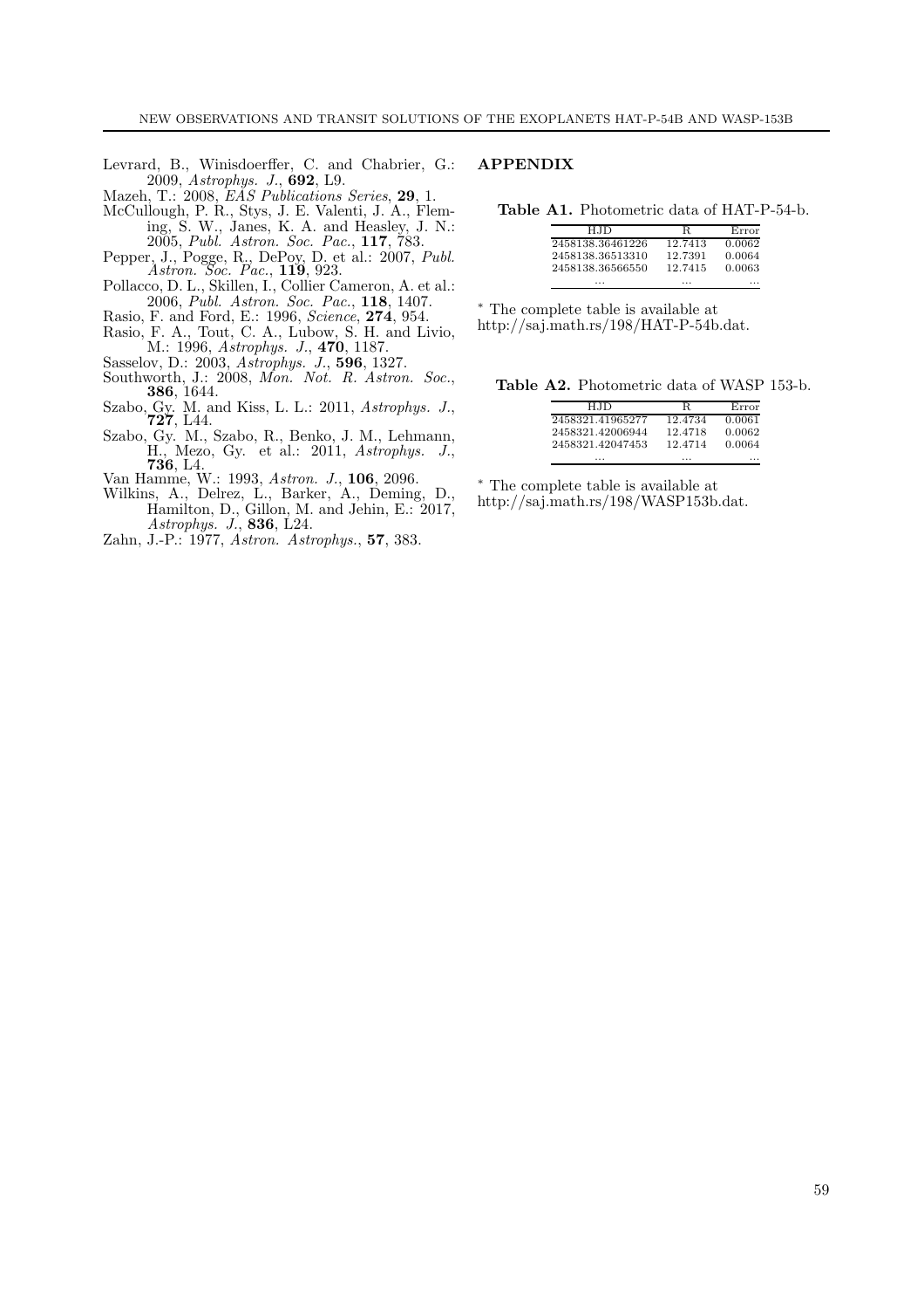Levrard, B., Winisdoerffer, C. and Chabrier, G.: 2009, *Astrophys. J.*, **692**, L9.

Mazeh, T.: 2008, *EAS Publications Series*, **29**, 1.

McCullough, P. R., Stys, J. E. Valenti, J. A., Fleming, S. W., Janes, K. A. and Heasley, J. N.: 2005, *Publ. Astron. Soc. Pac.*, **117**, 783.

Pepper, J., Pogge, R., DePoy, D. et al.: 2007, *Publ. Astron. Soc. Pac.*, **119**, 923.

Pollacco, D. L., Skillen, I., Collier Cameron, A. et al.: 2006, *Publ. Astron. Soc. Pac.*, **118**, 1407.

Rasio, F. and Ford, E.: 1996, *Science*, **274**, 954.

Rasio, F. A., Tout, C. A., Lubow, S. H. and Livio, M.: 1996, *Astrophys. J.*, **470**, 1187.

Sasselov, D.: 2003, *Astrophys. J.*, **596**, 1327.

Southworth, J.: 2008, *Mon. Not. R. Astron. Soc.*, **386**, 1644.

Szabo, Gy. M. and Kiss, L. L.: 2011, *Astrophys. J.*, **727**, L44.

Szabo, Gy. M., Szabo, R., Benko, J. M., Lehmann, H., Mezo, Gy. et al.: 2011, *Astrophys. J.*, **736**, L4.

Van Hamme, W.: 1993, *Astron. J.*, **106**, 2096.

Wilkins, A., Delrez, L., Barker, A., Deming, D., Hamilton, D., Gillon, M. and Jehin, E.: 2017, *Astrophys. J.*, **836**, L24.

Zahn, J.-P.: 1977, *Astron. Astrophys.*, **57**, 383.

## APPENDIX

**Table A1.** Photometric data of HAT-P-54-b.

| HJD | R | Error |
|---|---|---|
| 2458138.36461226 | 12.7413 | 0.0062 |
| 2458138.36513310 | 12.7391 | 0.0064 |
| 2458138.36566550 | 12.7415 | 0.0063 |
| ... | ... | ... |

* The complete table is available at http://saj.math.rs/198/HAT-P-54b.dat.

**Table A2.** Photometric data of WASP 153-b.

| HJD | R | Error |
|---|---|---|
| 2458321.41965277 | 12.4734 | 0.0061 |
| 2458321.42006944 | 12.4718 | 0.0062 |
| 2458321.42047453 | 12.4714 | 0.0064 |
| ... | ... | ... |

* The complete table is available at http://saj.math.rs/198/WASP153b.dat.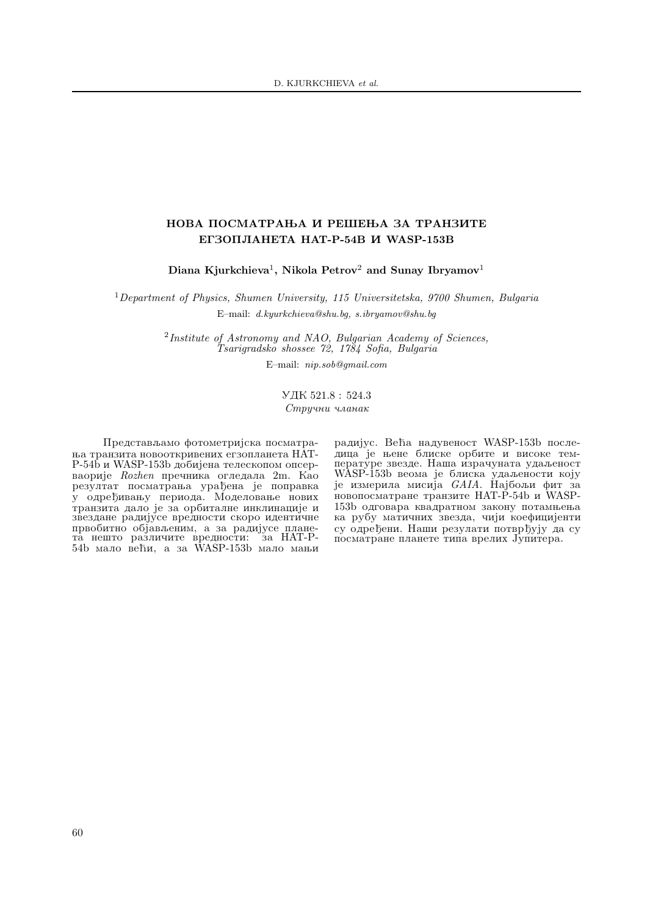# НОВА ПОСМАТРАЊА И РЕШЕЊА ЗА ТРАНЗИТЕ ЕГЗОПЛАНЕТА HAT-P-54B И WASP-153B

**Diana Kjurkchieva**[1], **Nikola Petrov**[2] **and Sunay Ibryamov**[1]

[1]*Department of Physics, Shumen University, 115 Universitetska, 9700 Shumen, Bulgaria*

E–mail: *d.kyurkchieva@shu.bg, s.ibryamov@shu.bg*

[2]*Institute of Astronomy and NAO, Bulgarian Academy of Sciences, Tsarigradsko shossee 72, 1784 Sofia, Bulgaria*

E–mail: *nip.sob@gmail.com*

УДК 521.8 : 524.3

*Стручни чланак*

Представљамо фотометријска посматрања транзита новооткривених егзопланета HAT-P-54b и WASP-153b добијена телескопом опсерваторије *Rozhen* пречника огледала 2m. Као резултат посматрања урађена је поправка у одређивању периода. Моделовање нових транзита дало је за орбиталне инклинације и звездане радијусе вредности скоро идентичне првобитно објављеним, а за радијусе планета нешто различите вредности: за HAT-P-54b мало већи, а за WASP-153b мало мањи радијус. Већа надуваност WASP-153b последица је њене блиске орбите и високе температуре звезде. Наша израчуната удаљеност WASP-153b веома је блиска удаљености коју је измерила мисија *GAIA*. Најбољи фит за новопосматране транзите HAT-P-54b и WASP-153b одговара квадратном закону потамњења ка рубу матичних звезда, чији коефицијенти су одређени. Наши резултати потврђују да су посматране планете типа врелих Јупитера.